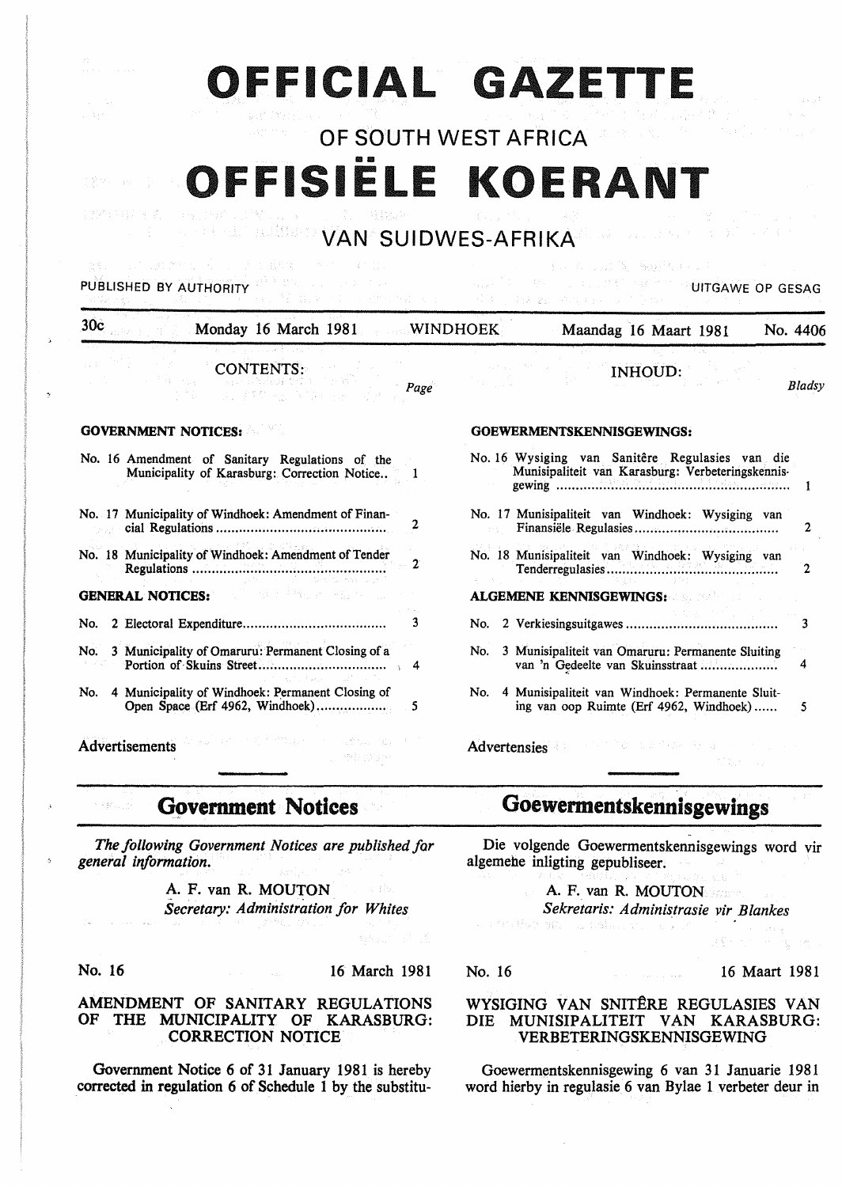# OFFICIAL GAZETTE

## OF SOUTH WEST AFRICA

# OFFISIËLE KOERANT

## VAN SUIDWES-AFRIKA

PUBLISHED BY AUTHORITY — UITGAWE OP GESAG

30c — Monday 16 March 1981 — WINDHOEK — Maandag 16 Maart 1981 — No. 4406

### CONTENTS:

| | Page |
|---|---|
| **GOVERNMENT NOTICES:** | |
| No. 16 Amendment of Sanitary Regulations of the Municipality of Karasburg: Correction Notice.. | 1 |
| No. 17 Municipality of Windhoek: Amendment of Financial Regulations | 2 |
| No. 18 Municipality of Windhoek: Amendment of Tender Regulations | 2 |
| **GENERAL NOTICES:** | |
| No. 2 Electoral Expenditure | 3 |
| No. 3 Municipality of Omaruru: Permanent Closing of a Portion of Skuins Street | 4 |
| No. 4 Municipality of Windhoek: Permanent Closing of Open Space (Erf 4962, Windhoek) | 5 |
| Advertisements | |

### INHOUD:

| | Bladsy |
|---|---|
| **GOEWERMENTSKENNISGEWINGS:** | |
| No. 16 Wysiging van Sanitêre Regulasies van die Munisipaliteit van Karasburg: Verbeteringskennisgewing | 1 |
| No. 17 Munisipaliteit van Windhoek: Wysiging van Finansiële Regulasies | 2 |
| No. 18 Munisipaliteit van Windhoek: Wysiging van Tenderregulasies | 2 |
| **ALGEMENE KENNISGEWINGS:** | |
| No. 2 Verkiesingsuitgawes | 3 |
| No. 3 Munisipaliteit van Omaruru: Permanente Sluiting van 'n Gedeelte van Skuinsstraat | 4 |
| No. 4 Munisipaliteit van Windhoek: Permanente Sluiting van oop Ruimte (Erf 4962, Windhoek) | 5 |
| Advertensies | |

## Government Notices

*The following Government Notices are published for general information.*

A. F. van R. MOUTON
*Secretary: Administration for Whites*

No. 16 — 16 March 1981

### AMENDMENT OF SANITARY REGULATIONS OF THE MUNICIPALITY OF KARASBURG: CORRECTION NOTICE

Government Notice 6 of 31 January 1981 is hereby corrected in regulation 6 of Schedule 1 by the substitu-

## Goewermentskennisgewings

Die volgende Goewermentskennisgewings word vir algemene inligting gepubliseer.

A. F. van R. MOUTON
*Sekretaris: Administrasie vir Blankes*

No. 16 — 16 Maart 1981

### WYSIGING VAN SNITÊRE REGULASIES VAN DIE MUNISIPALITEIT VAN KARASBURG: VERBETERINGSKENNISGEWING

Goewermentskennisgewing 6 van 31 Januarie 1981 word hierby in regulasie 6 van Bylae 1 verbeter deur in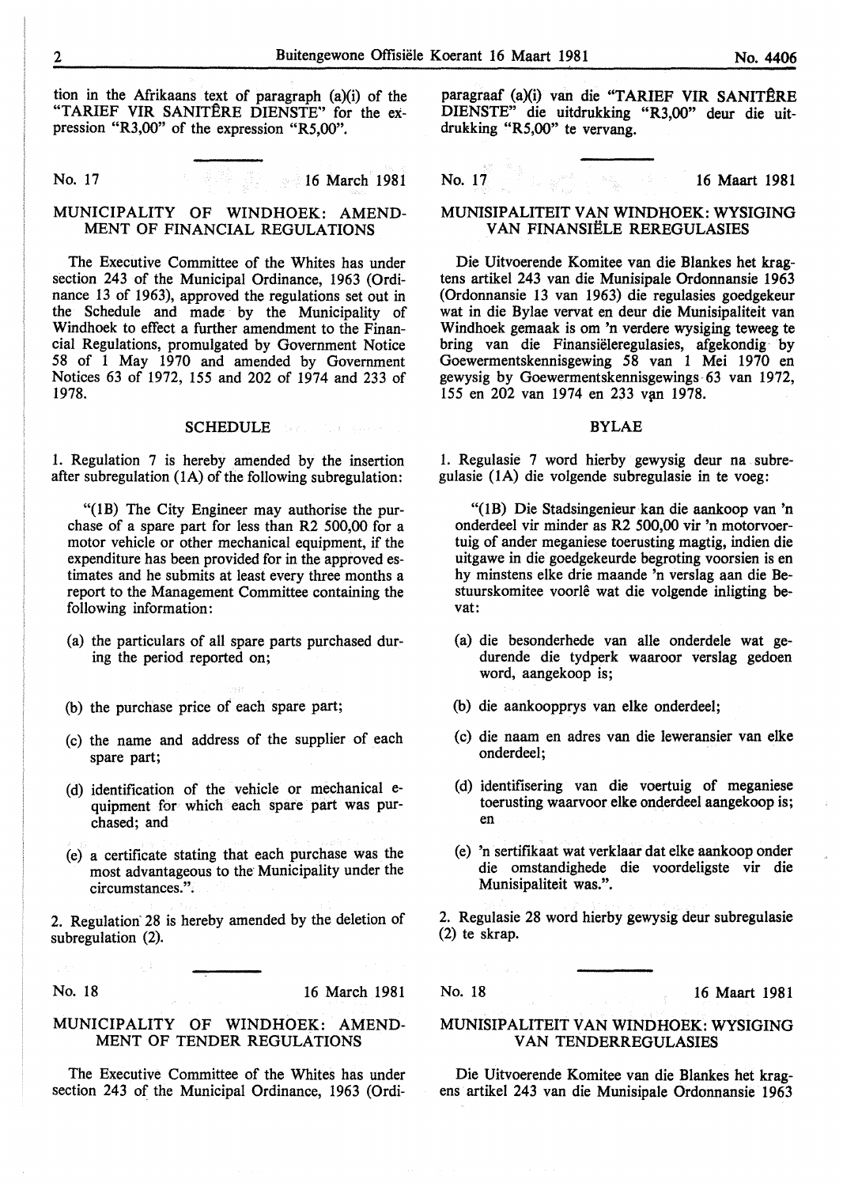tion in the Afrikaans text of paragraph (a)(i) of the "TARIEF VIR SANITÊRE DIENSTE" for the expression "R3,00" of the expression "R5,00".

No. 17 16 March 1981

## MUNICIPALITY OF WINDHOEK: AMENDMENT OF FINANCIAL REGULATIONS

The Executive Committee of the Whites has under section 243 of the Municipal Ordinance, 1963 (Ordinance 13 of 1963), approved the regulations set out in the Schedule and made by the Municipality of Windhoek to effect a further amendment to the Financial Regulations, promulgated by Government Notice 58 of 1 May 1970 and amended by Government Notices 63 of 1972, 155 and 202 of 1974 and 233 of 1978.

### SCHEDULE

1. Regulation 7 is hereby amended by the insertion after subregulation (1A) of the following subregulation:

"(1B) The City Engineer may authorise the purchase of a spare part for less than R2 500,00 for a motor vehicle or other mechanical equipment, if the expenditure has been provided for in the approved estimates and he submits at least every three months a report to the Management Committee containing the following information:

(a) the particulars of all spare parts purchased during the period reported on;

(b) the purchase price of each spare part;

(c) the name and address of the supplier of each spare part;

(d) identification of the vehicle or mechanical equipment for which each spare part was purchased; and

(e) a certificate stating that each purchase was the most advantageous to the Municipality under the circumstances.".

2. Regulation 28 is hereby amended by the deletion of subregulation (2).

No. 18 16 March 1981

## MUNICIPALITY OF WINDHOEK: AMENDMENT OF TENDER REGULATIONS

The Executive Committee of the Whites has under section 243 of the Municipal Ordinance, 1963 (Ordi-

paragraaf (a)(i) van die "TARIEF VIR SANITÊRE DIENSTE" die uitdrukking "R3,00" deur die uitdrukking "R5,00" te vervang.

No. 17 16 Maart 1981

## MUNISIPALITEIT VAN WINDHOEK: WYSIGING VAN FINANSIËLE REREGULASIES

Die Uitvoerende Komitee van die Blankes het kragtens artikel 243 van die Munisipale Ordonnansie 1963 (Ordonnansie 13 van 1963) die regulasies goedgekeur wat in die Bylae vervat en deur die Munisipaliteit van Windhoek gemaak is om 'n verdere wysiging teweeg te bring van die Finansiëleregulasies, afgekondig by Goewermentskennisgewing 58 van 1 Mei 1970 en gewysig by Goewermentskennisgewings 63 van 1972, 155 en 202 van 1974 en 233 van 1978.

### BYLAE

1. Regulasie 7 word hierby gewysig deur na subregulasie (1A) die volgende subregulasie in te voeg:

"(1B) Die Stadsingenieur kan die aankoop van 'n onderdeel vir minder as R2 500,00 vir 'n motorvoertuig of ander meganiese toerusting magtig, indien die uitgawe in die goedgekeurde begroting voorsien is en hy minstens elke drie maande 'n verslag aan die Bestuurskomitee voorlê wat die volgende inligting bevat:

(a) die besonderhede van alle onderdele wat gedurende die tydperk waaroor verslag gedoen word, aangekoop is;

(b) die aankoopprys van elke onderdeel;

(c) die naam en adres van die leweransier van elke onderdeel;

(d) identifisering van die voertuig of meganiese toerusting waarvoor elke onderdeel aangekoop is; en

(e) 'n sertifikaat wat verklaar dat elke aankoop onder die omstandighede die voordeligste vir die Munisipaliteit was.".

2. Regulasie 28 word hierby gewysig deur subregulasie (2) te skrap.

No. 18 16 Maart 1981

## MUNISIPALITEIT VAN WINDHOEK: WYSIGING VAN TENDERREGULASIES

Die Uitvoerende Komitee van die Blankes het kragens artikel 243 van die Munisipale Ordonnansie 1963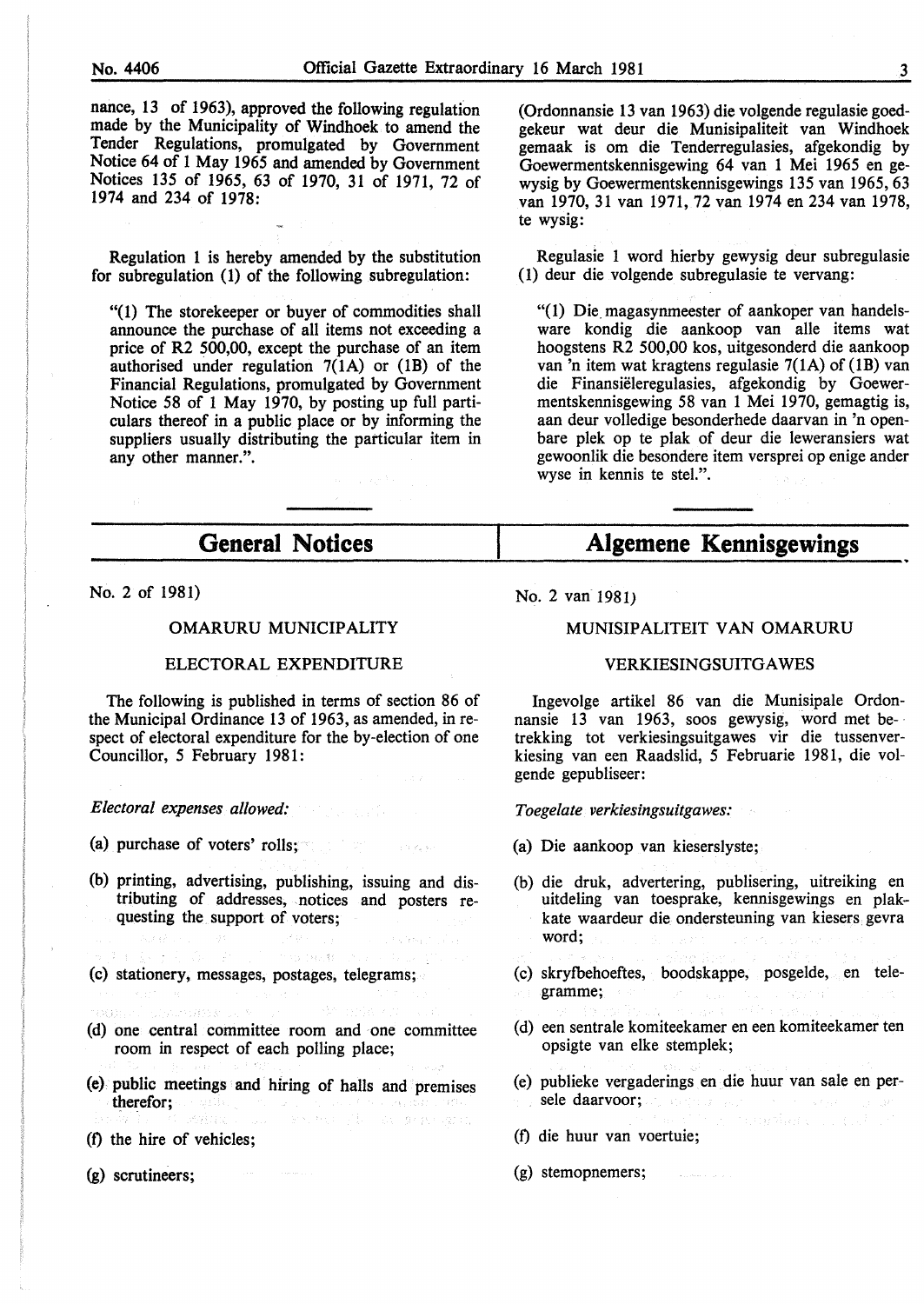nance, 13 of 1963), approved the following regulation made by the Municipality of Windhoek to amend the Tender Regulations, promulgated by Government Notice 64 of 1 May 1965 and amended by Government Notices 135 of 1965, 63 of 1970, 31 of 1971, 72 of 1974 and 234 of 1978:

Regulation 1 is hereby amended by the substitution for subregulation (1) of the following subregulation:

"(1) The storekeeper or buyer of commodities shall announce the purchase of all items not exceeding a price of R2 500,00, except the purchase of an item authorised under regulation 7(1A) or (1B) of the Financial Regulations, promulgated by Government Notice 58 of 1 May 1970, by posting up full particulars thereof in a public place or by informing the suppliers usually distributing the particular item in any other manner.".

(Ordonnansie 13 van 1963) die volgende regulasie goedgekeur wat deur die Munisipaliteit van Windhoek gemaak is om die Tenderregulasies, afgekondig by Goewermentskennisgewing 64 van 1 Mei 1965 en gewysig by Goewermentskennisgewings 135 van 1965, 63 van 1970, 31 van 1971, 72 van 1974 en 234 van 1978, te wysig:

Regulasie 1 word hierby gewysig deur subregulasie (1) deur die volgende subregulasie te vervang:

"(1) Die magasynmeester of aankoper van handelsware kondig die aankoop van alle items wat hoogstens R2 500,00 kos, uitgesonderd die aankoop van 'n item wat kragtens regulasie 7(1A) of (1B) van die Finansiëleregulasies, afgekondig by Goewermentskennisgewing 58 van 1 Mei 1970, gemagtig is, aan deur volledige besonderhede daarvan in 'n openbare plek op te plak of deur die leweransiers wat gewoonlik die besondere item versprei op enige ander wyse in kennis te stel.".

## General Notices

No. 2 of 1981)

OMARURU MUNICIPALITY

ELECTORAL EXPENDITURE

The following is published in terms of section 86 of the Municipal Ordinance 13 of 1963, as amended, in respect of electoral expenditure for the by-election of one Councillor, 5 February 1981:

*Electoral expenses allowed:*

(a) purchase of voters' rolls;

(b) printing, advertising, publishing, issuing and distributing of addresses, notices and posters requesting the support of voters;

(c) stationery, messages, postages, telegrams;

(d) one central committee room and one committee room in respect of each polling place;

(e) public meetings and hiring of halls and premises therefor;

(f) the hire of vehicles;

(g) scrutineers;

## Algemene Kennisgewings

No. 2 van 1981)

MUNISIPALITEIT VAN OMARURU

VERKIESINGSUITGAWES

Ingevolge artikel 86 van die Munisipale Ordonnansie 13 van 1963, soos gewysig, word met betrekking tot verkiesingsuitgawes vir die tussenverkiesing van een Raadslid, 5 Februarie 1981, die volgende gepubliseer:

*Toegelate verkiesingsuitgawes:*

(a) Die aankoop van kieserslyste;

(b) die druk, advertering, publisering, uitreiking en uitdeling van toesprake, kennisgewings en plakkate waardeur die ondersteuning van kiesers gevra word;

(c) skryfbehoeftes, boodskappe, posgelde, en telegramme;

(d) een sentrale komiteekamer en een komiteekamer ten opsigte van elke stemplek;

(e) publieke vergaderings en die huur van sale en persele daarvoor;

(f) die huur van voertuie;

(g) stemopnemers;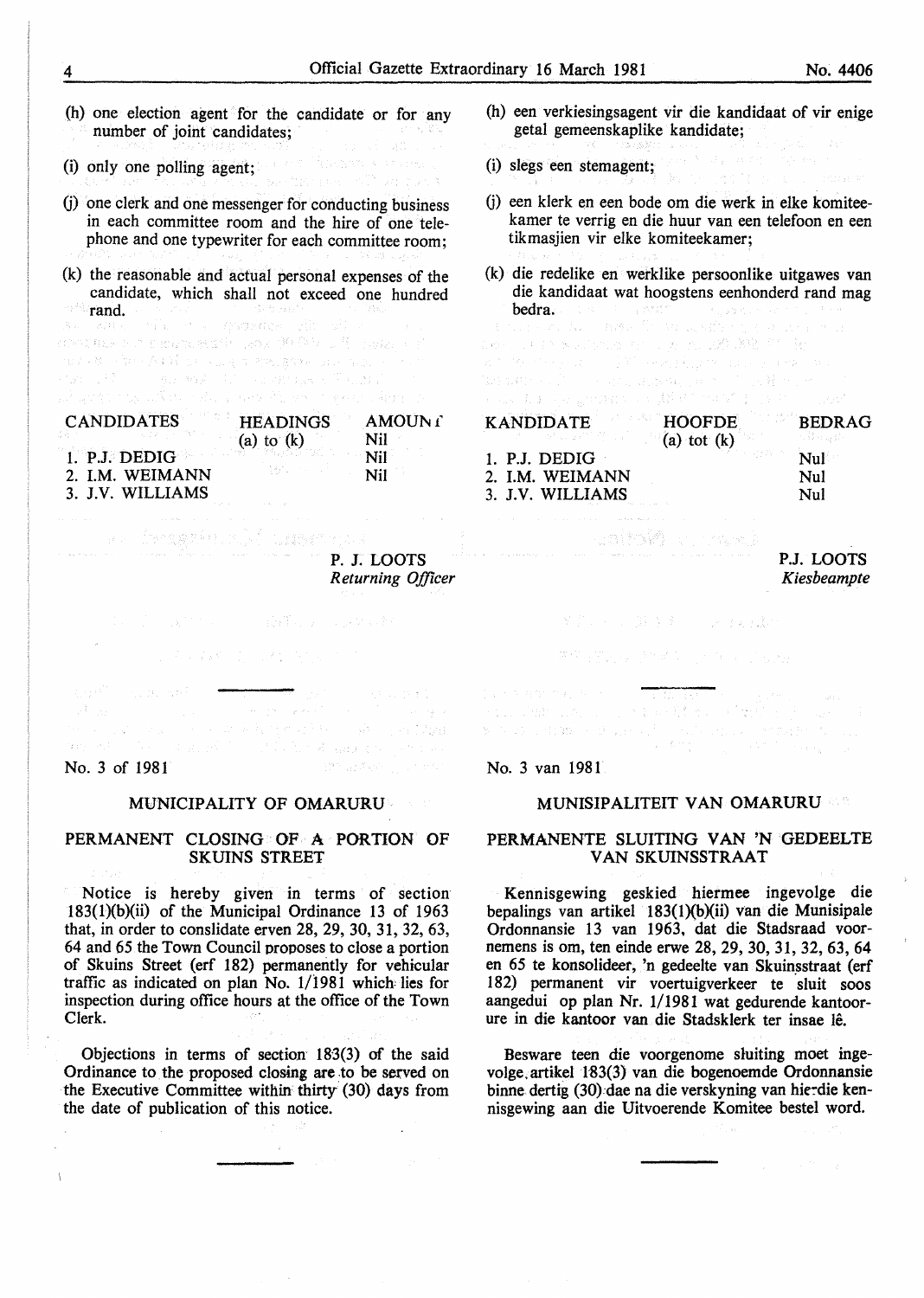(h) one election agent for the candidate or for any number of joint candidates;

(i) only one polling agent;

(j) one clerk and one messenger for conducting business in each committee room and the hire of one telephone and one typewriter for each committee room;

(k) the reasonable and actual personal expenses of the candidate, which shall not exceed one hundred rand.

| CANDIDATES | HEADINGS (a) to (k) | AMOUNT |
|---|---|---|
| 1. P.J. DEDIG | | Nil |
| 2. I.M. WEIMANN | | Nil |
| 3. J.V. WILLIAMS | | Nil |

P. J. LOOTS
*Returning Officer*

(h) een verkiesingsagent vir die kandidaat of vir enige getal gemeenskaplike kandidate;

(i) slegs een stemagent;

(j) een klerk en een bode om die werk in elke komiteekamer te verrig en die huur van een telefoon en een tikmasjien vir elke komiteekamer;

(k) die redelike en werklike persoonlike uitgawes van die kandidaat wat hoogstens eenhonderd rand mag bedra.

| KANDIDATE | HOOFDE (a) tot (k) | BEDRAG |
|---|---|---|
| 1. P.J. DEDIG | | Nul |
| 2. I.M. WEIMANN | | Nul |
| 3. J.V. WILLIAMS | | Nul |

P.J. LOOTS
*Kiesbeampte*

---

No. 3 of 1981

## MUNICIPALITY OF OMARURU

### PERMANENT CLOSING OF A PORTION OF SKUINS STREET

Notice is hereby given in terms of section 183(1)(b)(ii) of the Municipal Ordinance 13 of 1963 that, in order to conslidate erven 28, 29, 30, 31, 32, 63, 64 and 65 the Town Council proposes to close a portion of Skuins Street (erf 182) permanently for vehicular traffic as indicated on plan No. 1/1981 which lies for inspection during office hours at the office of the Town Clerk.

Objections in terms of section 183(3) of the said Ordinance to the proposed closing are to be served on the Executive Committee within thirty (30) days from the date of publication of this notice.

---

No. 3 van 1981

## MUNISIPALITEIT VAN OMARURU

### PERMANENTE SLUITING VAN 'N GEDEELTE VAN SKUINSSTRAAT

Kennisgewing geskied hiermee ingevolge die bepalings van artikel 183(1)(b)(ii) van die Munisipale Ordonnansie 13 van 1963, dat die Stadsraad voornemens is om, ten einde erwe 28, 29, 30, 31, 32, 63, 64 en 65 te konsolideer, 'n gedeelte van Skuinsstraat (erf 182) permanent vir voertuigverkeer te sluit soos aangedui op plan Nr. 1/1981 wat gedurende kantoorure in die kantoor van die Stadsklerk ter insae lê.

Besware teen die voorgenome sluiting moet ingevolge artikel 183(3) van die bogenoemde Ordonnansie binne dertig (30) dae na die verskyning van hierdie kennisgewing aan die Uitvoerende Komitee bestel word.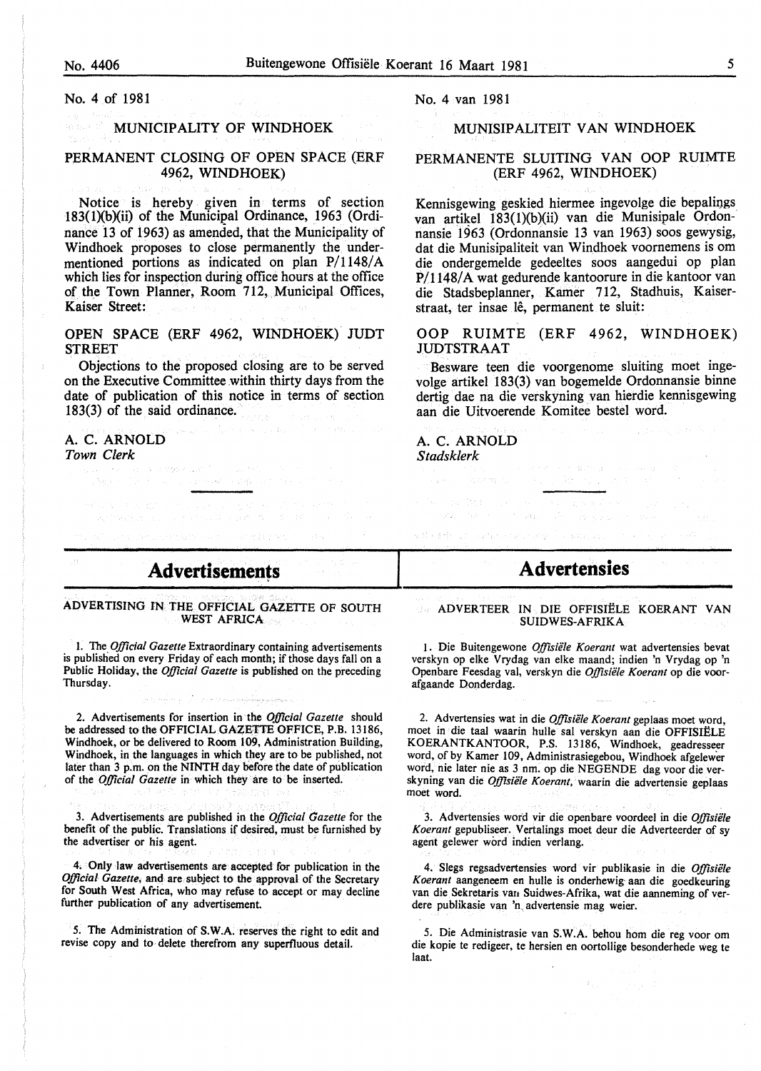No. 4 of 1981

## MUNICIPALITY OF WINDHOEK

## PERMANENT CLOSING OF OPEN SPACE (ERF 4962, WINDHOEK)

Notice is hereby given in terms of section 183(1)(b)(ii) of the Municipal Ordinance, 1963 (Ordinance 13 of 1963) as amended, that the Municipality of Windhoek proposes to close permanently the undermentioned portions as indicated on plan P/1148/A which lies for inspection during office hours at the office of the Town Planner, Room 712, Municipal Offices, Kaiser Street:

OPEN SPACE (ERF 4962, WINDHOEK) JUDT STREET

Objections to the proposed closing are to be served on the Executive Committee within thirty days from the date of publication of this notice in terms of section 183(3) of the said ordinance.

A. C. ARNOLD
*Town Clerk*

No. 4 van 1981

## MUNISIPALITEIT VAN WINDHOEK

## PERMANENTE SLUITING VAN OOP RUIMTE (ERF 4962, WINDHOEK)

Kennisgewing geskied hiermee ingevolge die bepalings van artikel 183(1)(b)(ii) van die Munisipale Ordonnansie 1963 (Ordonnansie 13 van 1963) soos gewysig, dat die Munisipaliteit van Windhoek voornemens is om die ondergemelde gedeeltes soos aangedui op plan P/1148/A wat gedurende kantoorure in die kantoor van die Stadsbeplanner, Kamer 712, Stadhuis, Kaiserstraat, ter insae lê, permanent te sluit:

OOP RUIMTE (ERF 4962, WINDHOEK) JUDTSTRAAT

Besware teen die voorgenome sluiting moet ingevolge artikel 183(3) van bogemelde Ordonnansie binne dertig dae na die verskyning van hierdie kennisgewing aan die Uitvoerende Komitee bestel word.

A. C. ARNOLD
*Stadsklerk*

# Advertisements

## ADVERTISING IN THE OFFICIAL GAZETTE OF SOUTH WEST AFRICA

1. The *Official Gazette* Extraordinary containing advertisements is published on every Friday of each month; if those days fall on a Public Holiday, the *Official Gazette* is published on the preceding Thursday.

2. Advertisements for insertion in the *Official Gazette* should be addressed to the OFFICIAL GAZETTE OFFICE, P.B. 13186, Windhoek, or be delivered to Room 109, Administration Building, Windhoek, in the languages in which they are to be published, not later than 3 p.m. on the NINTH day before the date of publication of the *Official Gazette* in which they are to be inserted.

3. Advertisements are published in the *Official Gazette* for the benefit of the public. Translations if desired, must be furnished by the advertiser or his agent.

4. Only law advertisements are accepted for publication in the *Official Gazette*, and are subject to the approval of the Secretary for South West Africa, who may refuse to accept or may decline further publication of any advertisement.

5. The Administration of S.W.A. reserves the right to edit and revise copy and to delete therefrom any superfluous detail.

# Advertensies

## ADVERTEER IN DIE OFFISIËLE KOERANT VAN SUIDWES-AFRIKA

1. Die Buitengewone *Offisiële Koerant* wat advertensies bevat verskyn op elke Vrydag van elke maand; indien 'n Vrydag op 'n Openbare Feesdag val, verskyn die *Offisiële Koerant* op die voorafgaande Donderdag.

2. Advertensies wat in die *Offisiële Koerant* geplaas moet word, moet in die taal waarin hulle sal verskyn aan die OFFISIËLE KOERANTKANTOOR, P.S. 13186, Windhoek, geadresseer word, of by Kamer 109, Administrasiegebou, Windhoek afgelewer word, nie later nie as 3 nm. op die NEGENDE dag voor die verskyning van die *Offisiële Koerant*, waarin die advertensie geplaas moet word.

3. Advertensies word vir die openbare voordeel in die *Offisiële Koerant* gepubliseer. Vertalings moet deur die Adverteerder of sy agent gelewer word indien verlang.

4. Slegs regsadvertensies word vir publikasie in die *Offisiële Koerant* aangeneem en hulle is onderhewig aan die goedkeuring van die Sekretaris van Suidwes-Afrika, wat die aanneming of verdere publikasie van 'n advertensie mag weier.

5. Die Administrasie van S.W.A. behou hom die reg voor om die kopie te redigeer, te hersien en oortollige besonderhede weg te laat.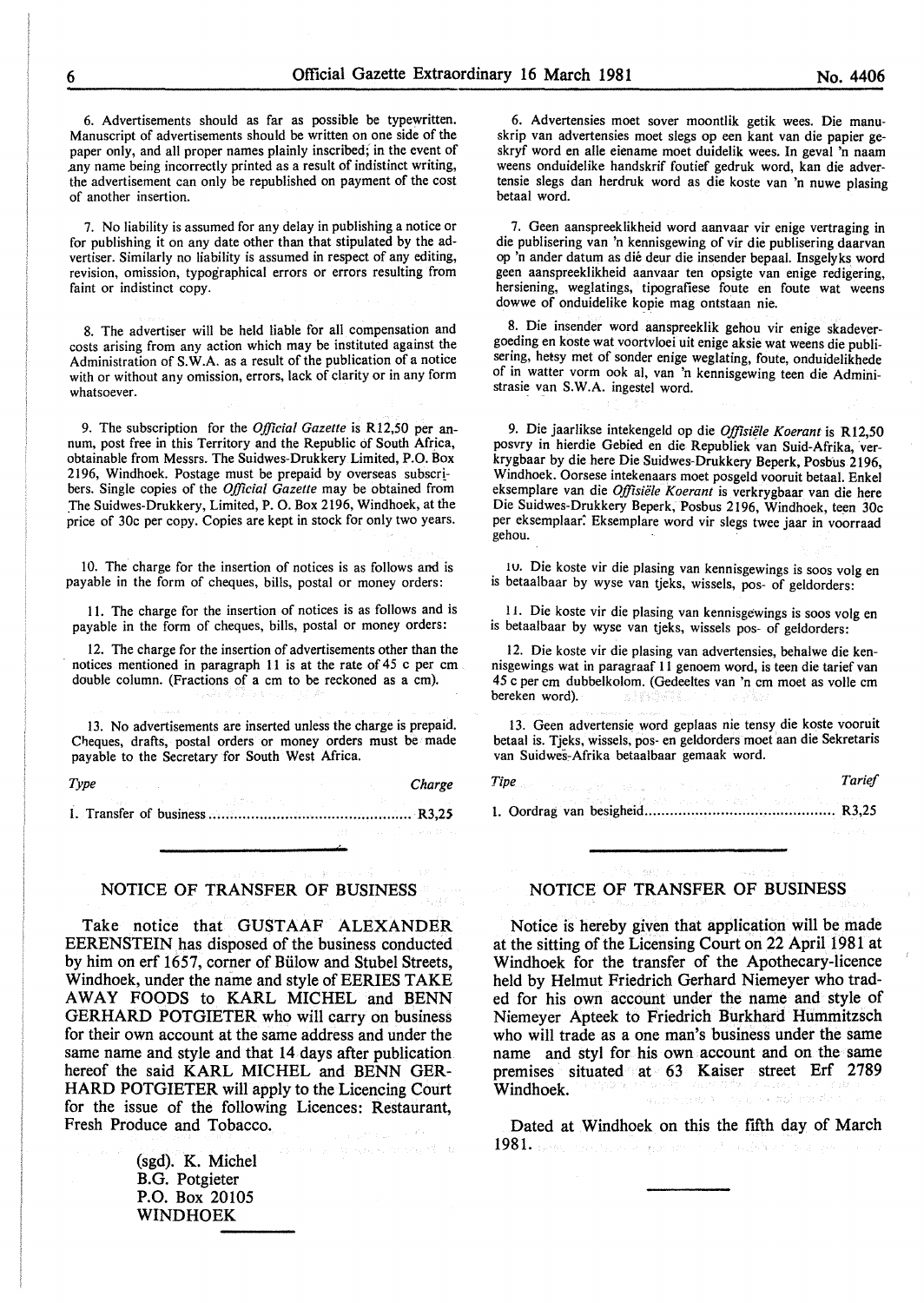6. Advertisements should as far as possible be typewritten. Manuscript of advertisements should be written on one side of the paper only, and all proper names plainly inscribed; in the event of any name being incorrectly printed as a result of indistinct writing, the advertisement can only be republished on payment of the cost of another insertion.

7. No liability is assumed for any delay in publishing a notice or for publishing it on any date other than that stipulated by the advertiser. Similarly no liability is assumed in respect of any editing, revision, omission, typographical errors or errors resulting from faint or indistinct copy.

8. The advertiser will be held liable for all compensation and costs arising from any action which may be instituted against the Administration of S.W.A. as a result of the publication of a notice with or without any omission, errors, lack of clarity or in any form whatsoever.

9. The subscription for the *Official Gazette* is R12,50 per annum, post free in this Territory and the Republic of South Africa, obtainable from Messrs. The Suidwes-Drukkery Limited, P.O. Box 2196, Windhoek. Postage must be prepaid by overseas subscribers. Single copies of the *Official Gazette* may be obtained from The Suidwes-Drukkery, Limited, P. O. Box 2196, Windhoek, at the price of 30c per copy. Copies are kept in stock for only two years.

10. The charge for the insertion of notices is as follows and is payable in the form of cheques, bills, postal or money orders:

11. The charge for the insertion of notices is as follows and is payable in the form of cheques, bills, postal or money orders:

12. The charge for the insertion of advertisements other than the notices mentioned in paragraph 11 is at the rate of 45 c per cm double column. (Fractions of a cm to be reckoned as a cm).

13. No advertisements are inserted unless the charge is prepaid. Cheques, drafts, postal orders or money orders must be made payable to the Secretary for South West Africa.

| *Type* | *Charge* |
|---|---|
| 1. Transfer of business | R3,25 |

6. Advertensies moet sover moontlik getik wees. Die manuskrip van advertensies moet slegs op een kant van die papier geskryf word en alle eiename moet duidelik wees. In geval 'n naam weens onduidelike handskrif foutief gedruk word, kan die advertensie slegs dan herdruk word as die koste van 'n nuwe plasing betaal word.

7. Geen aanspreeklikheid word aanvaar vir enige vertraging in die publisering van 'n kennisgewing of vir die publisering daarvan op 'n ander datum as dié deur die insender bepaal. Insgelyks word geen aanspreeklikheid aanvaar ten opsigte van enige redigering, hersiening, weglatings, tipografiese foute en foute wat weens dowwe of onduidelike kopie mag ontstaan nie.

8. Die insender word aanspreeklik gehou vir enige skadevergoeding en koste wat voortvloei uit enige aksie wat weens die publisering, hetsy met of sonder enige weglating, foute, onduidelikhede of in watter vorm ook al, van 'n kennisgewing teen die Administrasie van S.W.A. ingestel word.

9. Die jaarlikse intekengeld op die *Offisiële Koerant* is R12,50 posvry in hierdie Gebied en die Republiek van Suid-Afrika, verkrygbaar by die here Die Suidwes-Drukkery Beperk, Posbus 2196, Windhoek. Oorsese intekenaars moet posgeld vooruit betaal. Enkel eksemplare van die *Offisiële Koerant* is verkrygbaar van die here Die Suidwes-Drukkery Beperk, Posbus 2196, Windhoek, teen 30c per eksemplaar. Eksemplare word vir slegs twee jaar in voorraad gehou.

10. Die koste vir die plasing van kennisgewings is soos volg en is betaalbaar by wyse van tjeks, wissels, pos- of geldorders:

11. Die koste vir die plasing van kennisgewings is soos volg en is betaalbaar by wyse van tjeks, wissels pos- of geldorders:

12. Die koste vir die plasing van advertensies, behalwe die kennisgewings wat in paragraaf 11 genoem word, is teen die tarief van 45 c per cm dubbelkolom. (Gedeeltes van 'n cm moet as volle cm bereken word).

13. Geen advertensie word geplaas nie tensy die koste vooruit betaal is. Tjeks, wissels, pos- en geldorders moet aan die Sekretaris van Suidwes-Afrika betaalbaar gemaak word.

| *Tipe* | *Tarief* |
|---|---|
| 1. Oordrag van besigheid | R3,25 |

## NOTICE OF TRANSFER OF BUSINESS

Take notice that GUSTAAF ALEXANDER EERENSTEIN has disposed of the business conducted by him on erf 1657, corner of Bülow and Stubel Streets, Windhoek, under the name and style of EERIES TAKE AWAY FOODS to KARL MICHEL and BENN GERHARD POTGIETER who will carry on business for their own account at the same address and under the same name and style and that 14 days after publication hereof the said KARL MICHEL and BENN GERHARD POTGIETER will apply to the Licencing Court for the issue of the following Licences: Restaurant, Fresh Produce and Tobacco.

(sgd). K. Michel
B.G. Potgieter
P.O. Box 20105
WINDHOEK

## NOTICE OF TRANSFER OF BUSINESS

Notice is hereby given that application will be made at the sitting of the Licensing Court on 22 April 1981 at Windhoek for the transfer of the Apothecary-licence held by Helmut Friedrich Gerhard Niemeyer who traded for his own account under the name and style of Niemeyer Apteek to Friedrich Burkhard Hummitzsch who will trade as a one man's business under the same name and styl for his own account and on the same premises situated at 63 Kaiser street Erf 2789 Windhoek.

Dated at Windhoek on this the fifth day of March 1981.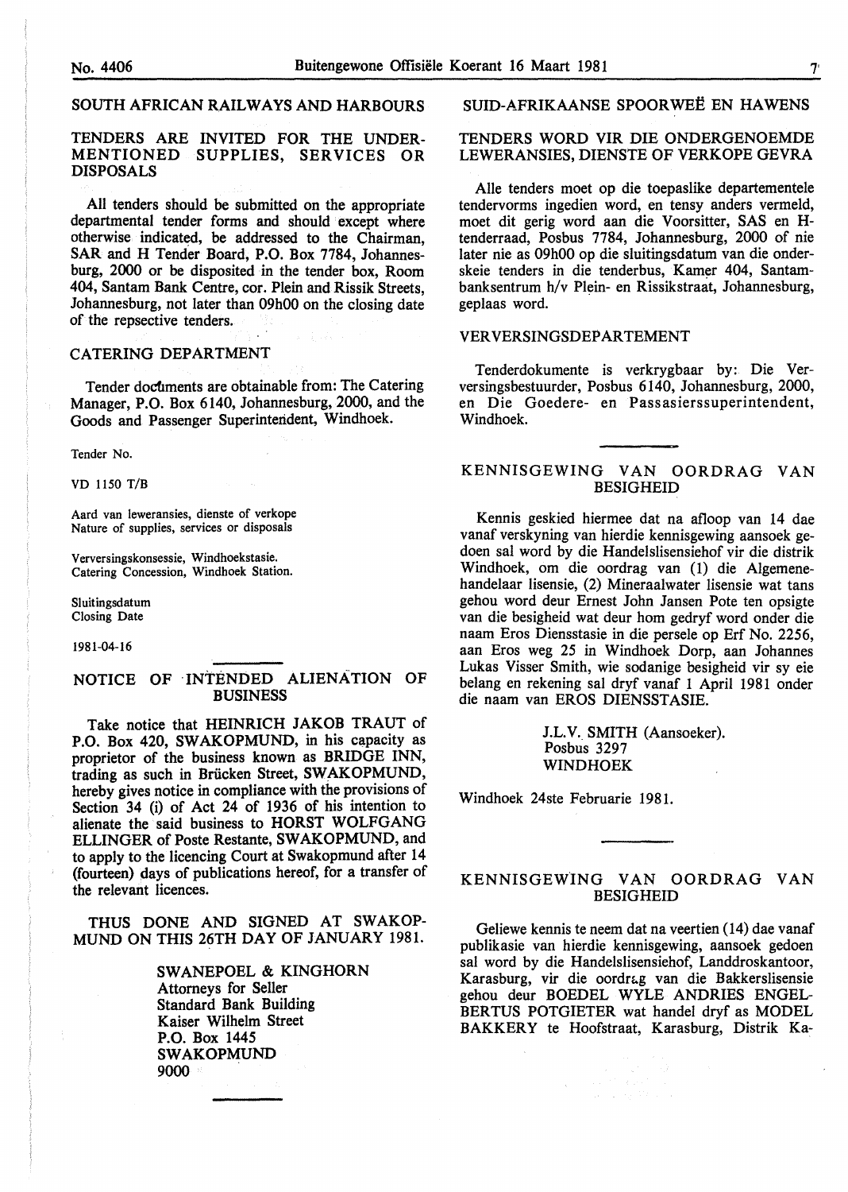## SOUTH AFRICAN RAILWAYS AND HARBOURS

### TENDERS ARE INVITED FOR THE UNDERMENTIONED SUPPLIES, SERVICES OR DISPOSALS

All tenders should be submitted on the appropriate departmental tender forms and should except where otherwise indicated, be addressed to the Chairman, SAR and H Tender Board, P.O. Box 7784, Johannesburg, 2000 or be disposited in the tender box, Room 404, Santam Bank Centre, cor. Plein and Rissik Streets, Johannesburg, not later than 09h00 on the closing date of the repsective tenders.

### CATERING DEPARTMENT

Tender documents are obtainable from: The Catering Manager, P.O. Box 6140, Johannesburg, 2000, and the Goods and Passenger Superintendent, Windhoek.

Tender No.

VD 1150 T/B

Aard van leweransies, dienste of verkope
Nature of supplies, services or disposals

Verversingskonsessie, Windhoekstasie.
Catering Concession, Windhoek Station.

Sluitingsdatum
Closing Date

1981-04-16

### NOTICE OF INTENDED ALIENATION OF BUSINESS

Take notice that HEINRICH JAKOB TRAUT of P.O. Box 420, SWAKOPMUND, in his capacity as proprietor of the business known as BRIDGE INN, trading as such in Brücken Street, SWAKOPMUND, hereby gives notice in compliance with the provisions of Section 34 (i) of Act 24 of 1936 of his intention to alienate the said business to HORST WOLFGANG ELLINGER of Poste Restante, SWAKOPMUND, and to apply to the licencing Court at Swakopmund after 14 (fourteen) days of publications hereof, for a transfer of the relevant licences.

THUS DONE AND SIGNED AT SWAKOPMUND ON THIS 26TH DAY OF JANUARY 1981.

SWANEPOEL & KINGHORN
Attorneys for Seller
Standard Bank Building
Kaiser Wilhelm Street
P.O. Box 1445
SWAKOPMUND
9000

## SUID-AFRIKAANSE SPOORWEË EN HAWENS

### TENDERS WORD VIR DIE ONDERGENOEMDE LEWERANSIES, DIENSTE OF VERKOPE GEVRA

Alle tenders moet op die toepaslike departementele tendervorms ingedien word, en tensy anders vermeld, moet dit gerig word aan die Voorsitter, SAS en H-tenderraad, Posbus 7784, Johannesburg, 2000 of nie later nie as 09h00 op die sluitingsdatum van die onderskeie tenders in die tenderbus, Kamer 404, Santambanksentrum h/v Plein- en Rissikstraat, Johannesburg, geplaas word.

### VERVERSINGSDEPARTEMENT

Tenderdokumente is verkrygbaar by: Die Verversingsbestuurder, Posbus 6140, Johannesburg, 2000, en Die Goedere- en Passasierssuperintendent, Windhoek.

### KENNISGEWING VAN OORDRAG VAN BESIGHEID

Kennis geskied hiermee dat na afloop van 14 dae vanaf verskyning van hierdie kennisgewing aansoek gedoen sal word by die Handelslisensiehof vir die distrik Windhoek, om die oordrag van (1) die Algemenehandelaar lisensie, (2) Mineraalwater lisensie wat tans gehou word deur Ernest John Jansen Pote ten opsigte van die besigheid wat deur hom gedryf word onder die naam Eros Diensstasie in die persele op Erf No. 2256, aan Eros weg 25 in Windhoek Dorp, aan Johannes Lukas Visser Smith, wie sodanige besigheid vir sy eie belang en rekening sal dryf vanaf 1 April 1981 onder die naam van EROS DIENSSTASIE.

J.L.V. SMITH (Aansoeker).
Posbus 3297
WINDHOEK

Windhoek 24ste Februarie 1981.

### KENNISGEWING VAN OORDRAG VAN BESIGHEID

Geliewe kennis te neem dat na veertien (14) dae vanaf publikasie van hierdie kennisgewing, aansoek gedoen sal word by die Handelslisensiehof, Landdroskantoor, Karasburg, vir die oordrag van die Bakkerslisensie gehou deur BOEDEL WYLE ANDRIES ENGELBERTUS POTGIETER wat handel dryf as MODEL BAKKERY te Hoofstraat, Karasburg, Distrik Ka-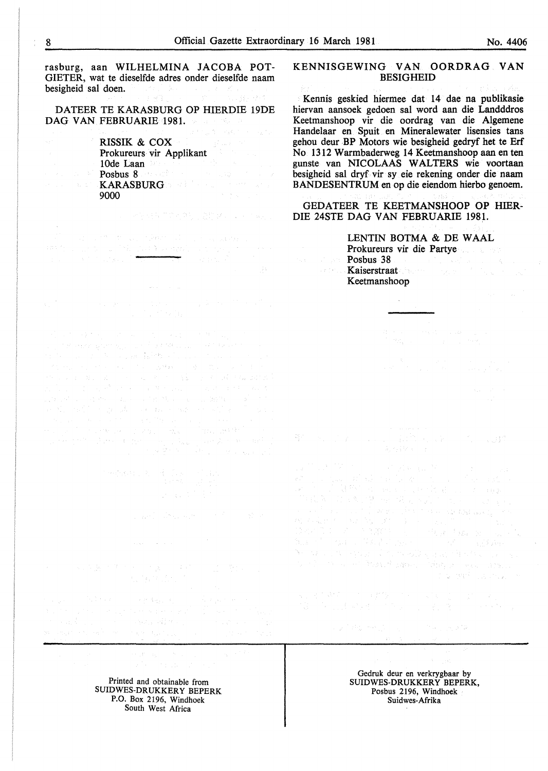rasburg, aan WILHELMINA JACOBA POTGIETER, wat te dieselfde adres onder dieselfde naam besigheid sal doen.

DATEER TE KARASBURG OP HIERDIE 19DE DAG VAN FEBRUARIE 1981.

RISSIK & COX
Prokureurs vir Applikant
10de Laan
Posbus 8
KARASBURG
9000

---

## KENNISGEWING VAN OORDRAG VAN BESIGHEID

Kennis geskied hiermee dat 14 dae na publikasie hiervan aansoek gedoen sal word aan die Landddros Keetmanshoop vir die oordrag van die Algemene Handelaar en Spuit en Mineralewater lisensies tans gehou deur BP Motors wie besigheid gedryf het te Erf No 1312 Warmbaderweg 14 Keetmanshoop aan en ten gunste van NICOLAAS WALTERS wie voortaan besigheid sal dryf vir sy eie rekening onder die naam BANDESENTRUM en op die eiendom hierbo genoem.

GEDATEER TE KEETMANSHOOP OP HIERDIE 24STE DAG VAN FEBRUARIE 1981.

LENTIN BOTMA & DE WAAL
Prokureurs vir die Partye
Posbus 38
Kaiserstraat
Keetmanshoop

---

Printed and obtainable from
SUIDWES-DRUKKERY BEPERK
P.O. Box 2196, Windhoek
South West Africa

Gedruk deur en verkrygbaar by
SUIDWES-DRUKKERY BEPERK,
Posbus 2196, Windhoek
Suidwes-Afrika